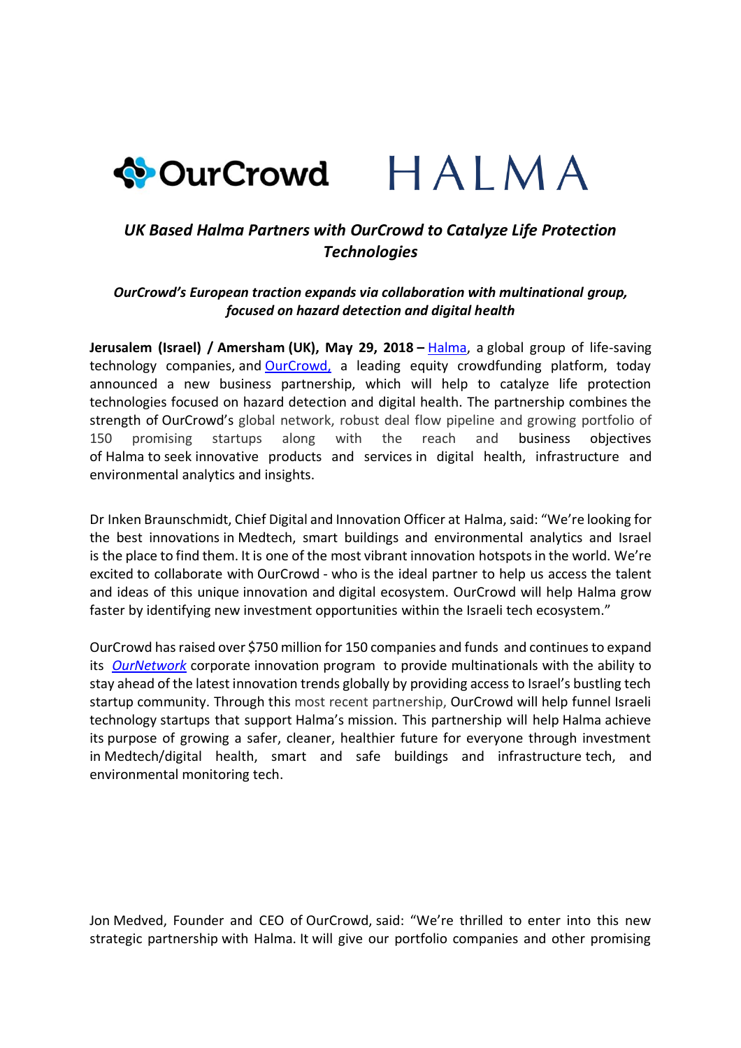OurCrowd HALMA

## *UK Based Halma Partners with OurCrowd to Catalyze Life Protection Technologies*

***OurCrowd's European traction expands via collaboration with multinational group, focused on hazard detection and digital health***

**Jerusalem (Israel) / Amersham (UK), May 29, 2018 –** [Halma](), a global group of life-saving technology companies, and [OurCrowd,]() a leading equity crowdfunding platform, today announced a new business partnership, which will help to catalyze life protection technologies focused on hazard detection and digital health. The partnership combines the strength of OurCrowd's global network, robust deal flow pipeline and growing portfolio of 150 promising startups along with the reach and business objectives of Halma to seek innovative products and services in digital health, infrastructure and environmental analytics and insights.

Dr Inken Braunschmidt, Chief Digital and Innovation Officer at Halma, said: "We're looking for the best innovations in Medtech, smart buildings and environmental analytics and Israel is the place to find them. It is one of the most vibrant innovation hotspots in the world. We're excited to collaborate with OurCrowd - who is the ideal partner to help us access the talent and ideas of this unique innovation and digital ecosystem. OurCrowd will help Halma grow faster by identifying new investment opportunities within the Israeli tech ecosystem."

OurCrowd has raised over $750 million for 150 companies and funds and continues to expand its [*OurNetwork*]() corporate innovation program to provide multinationals with the ability to stay ahead of the latest innovation trends globally by providing access to Israel's bustling tech startup community. Through this most recent partnership, OurCrowd will help funnel Israeli technology startups that support Halma's mission. This partnership will help Halma achieve its purpose of growing a safer, cleaner, healthier future for everyone through investment in Medtech/digital health, smart and safe buildings and infrastructure tech, and environmental monitoring tech.

Jon Medved, Founder and CEO of OurCrowd, said: "We're thrilled to enter into this new strategic partnership with Halma. It will give our portfolio companies and other promising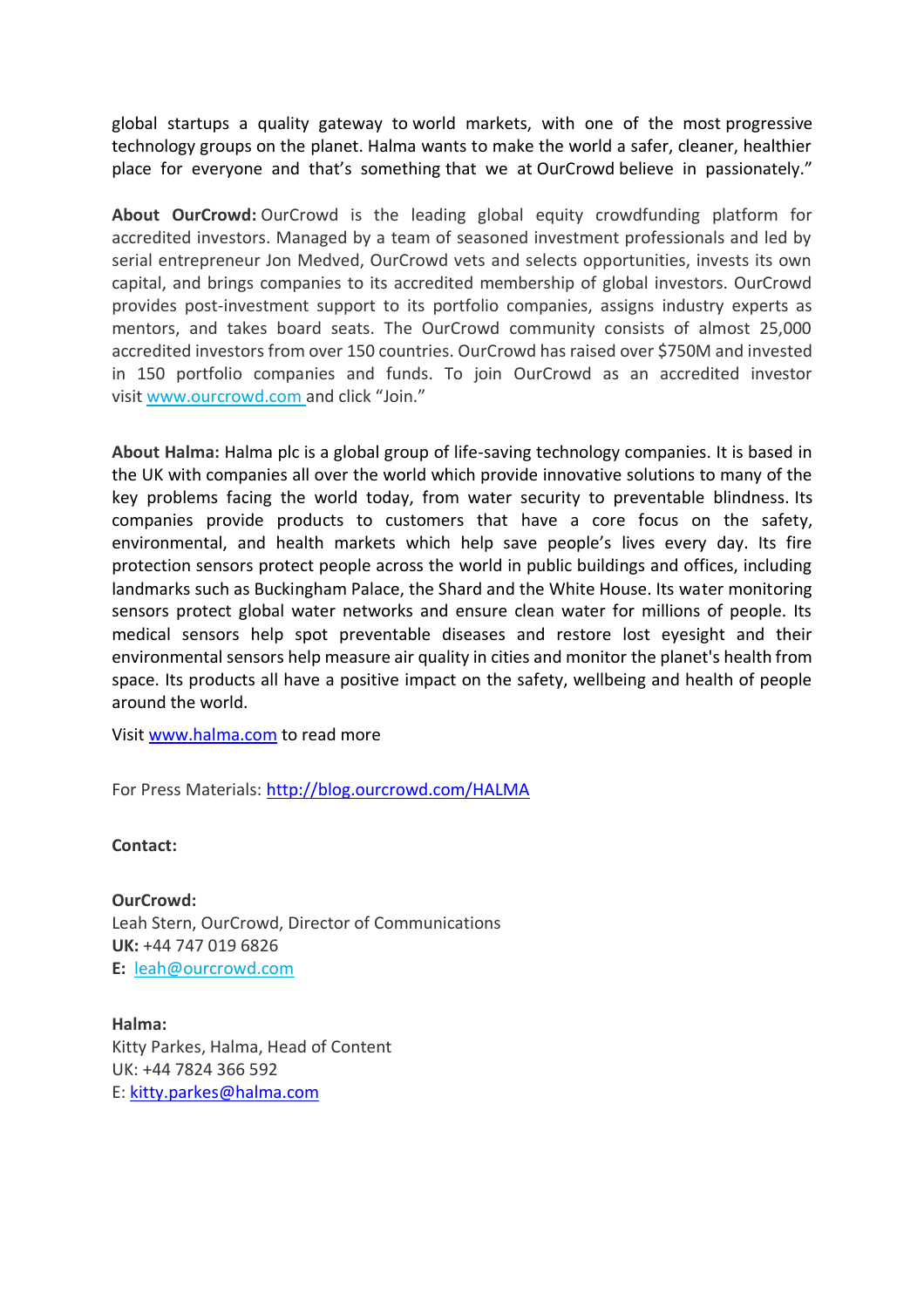global startups a quality gateway to world markets, with one of the most progressive technology groups on the planet. Halma wants to make the world a safer, cleaner, healthier place for everyone and that's something that we at OurCrowd believe in passionately."

**About OurCrowd:** OurCrowd is the leading global equity crowdfunding platform for accredited investors. Managed by a team of seasoned investment professionals and led by serial entrepreneur Jon Medved, OurCrowd vets and selects opportunities, invests its own capital, and brings companies to its accredited membership of global investors. OurCrowd provides post-investment support to its portfolio companies, assigns industry experts as mentors, and takes board seats. The OurCrowd community consists of almost 25,000 accredited investors from over 150 countries. OurCrowd has raised over $750M and invested in 150 portfolio companies and funds. To join OurCrowd as an accredited investor visit [www.ourcrowd.com](http://www.ourcrowd.com) and click "Join."

**About Halma:** Halma plc is a global group of life-saving technology companies. It is based in the UK with companies all over the world which provide innovative solutions to many of the key problems facing the world today, from water security to preventable blindness. Its companies provide products to customers that have a core focus on the safety, environmental, and health markets which help save people's lives every day. Its fire protection sensors protect people across the world in public buildings and offices, including landmarks such as Buckingham Palace, the Shard and the White House. Its water monitoring sensors protect global water networks and ensure clean water for millions of people. Its medical sensors help spot preventable diseases and restore lost eyesight and their environmental sensors help measure air quality in cities and monitor the planet's health from space. Its products all have a positive impact on the safety, wellbeing and health of people around the world.

Visit [www.halma.com](http://www.halma.com) to read more

For Press Materials: [http://blog.ourcrowd.com/HALMA](http://blog.ourcrowd.com/HALMA)

**Contact:**

**OurCrowd:**
Leah Stern, OurCrowd, Director of Communications
**UK:** +44 747 019 6826
**E:** [leah@ourcrowd.com](mailto:leah@ourcrowd.com)

**Halma:**
Kitty Parkes, Halma, Head of Content
UK: +44 7824 366 592
E: [kitty.parkes@halma.com](mailto:kitty.parkes@halma.com)